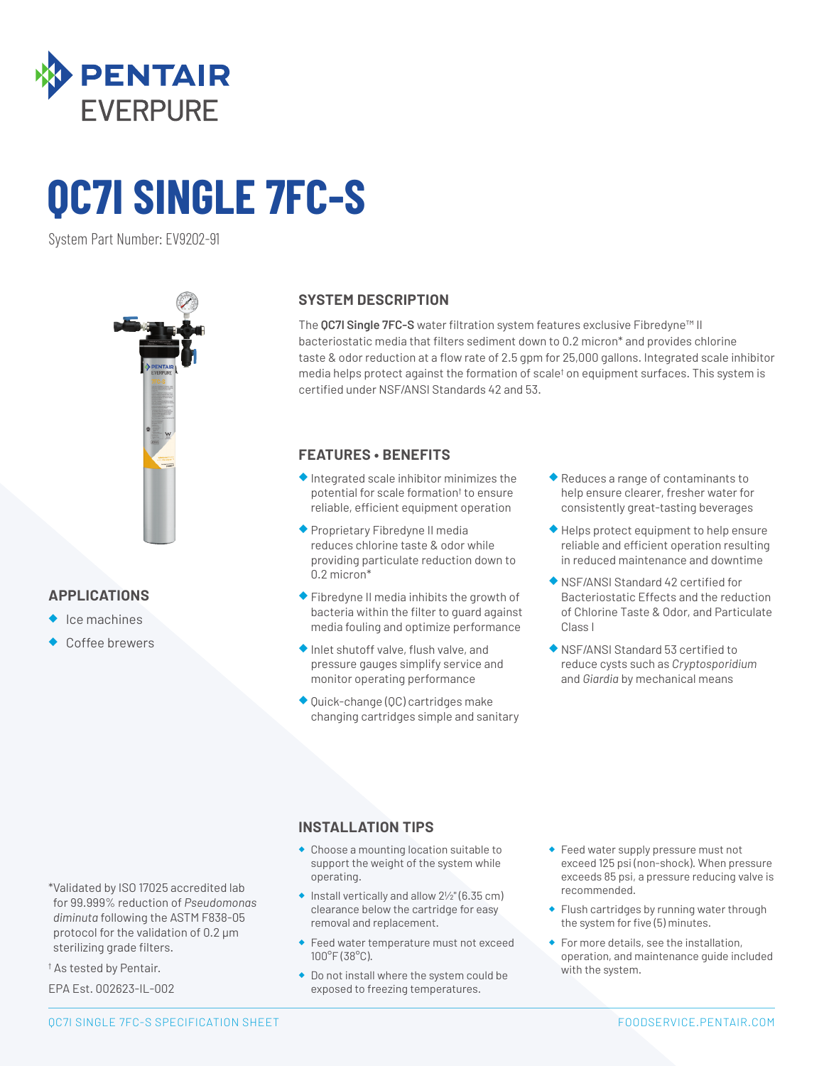PENTAIR EVERPURE

# QC7I SINGLE 7FC-S

System Part Number: EV9202-91

## SYSTEM DESCRIPTION

The **QC7I Single 7FC-S** water filtration system features exclusive Fibredyne™ II bacteriostatic media that filters sediment down to 0.2 micron* and provides chlorine taste & odor reduction at a flow rate of 2.5 gpm for 25,000 gallons. Integrated scale inhibitor media helps protect against the formation of scale† on equipment surfaces. This system is certified under NSF/ANSI Standards 42 and 53.

## FEATURES • BENEFITS

- Integrated scale inhibitor minimizes the potential for scale formation† to ensure reliable, efficient equipment operation
- Proprietary Fibredyne II media reduces chlorine taste & odor while providing particulate reduction down to 0.2 micron*
- Fibredyne II media inhibits the growth of bacteria within the filter to guard against media fouling and optimize performance
- Inlet shutoff valve, flush valve, and pressure gauges simplify service and monitor operating performance
- Quick-change (QC) cartridges make changing cartridges simple and sanitary
- Reduces a range of contaminants to help ensure clearer, fresher water for consistently great-tasting beverages
- Helps protect equipment to help ensure reliable and efficient operation resulting in reduced maintenance and downtime
- NSF/ANSI Standard 42 certified for Bacteriostatic Effects and the reduction of Chlorine Taste & Odor, and Particulate Class I
- NSF/ANSI Standard 53 certified to reduce cysts such as *Cryptosporidium* and *Giardia* by mechanical means

## APPLICATIONS

- Ice machines
- Coffee brewers

## INSTALLATION TIPS

- Choose a mounting location suitable to support the weight of the system while operating.
- Install vertically and allow 2½" (6.35 cm) clearance below the cartridge for easy removal and replacement.
- Feed water temperature must not exceed 100°F (38°C).
- Do not install where the system could be exposed to freezing temperatures.
- Feed water supply pressure must not exceed 125 psi (non-shock). When pressure exceeds 85 psi, a pressure reducing valve is recommended.
- Flush cartridges by running water through the system for five (5) minutes.
- For more details, see the installation, operation, and maintenance guide included with the system.

*Validated by ISO 17025 accredited lab for 99.999% reduction of *Pseudomonas diminuta* following the ASTM F838-05 protocol for the validation of 0.2 µm sterilizing grade filters.

† As tested by Pentair.

EPA Est. 002623-IL-002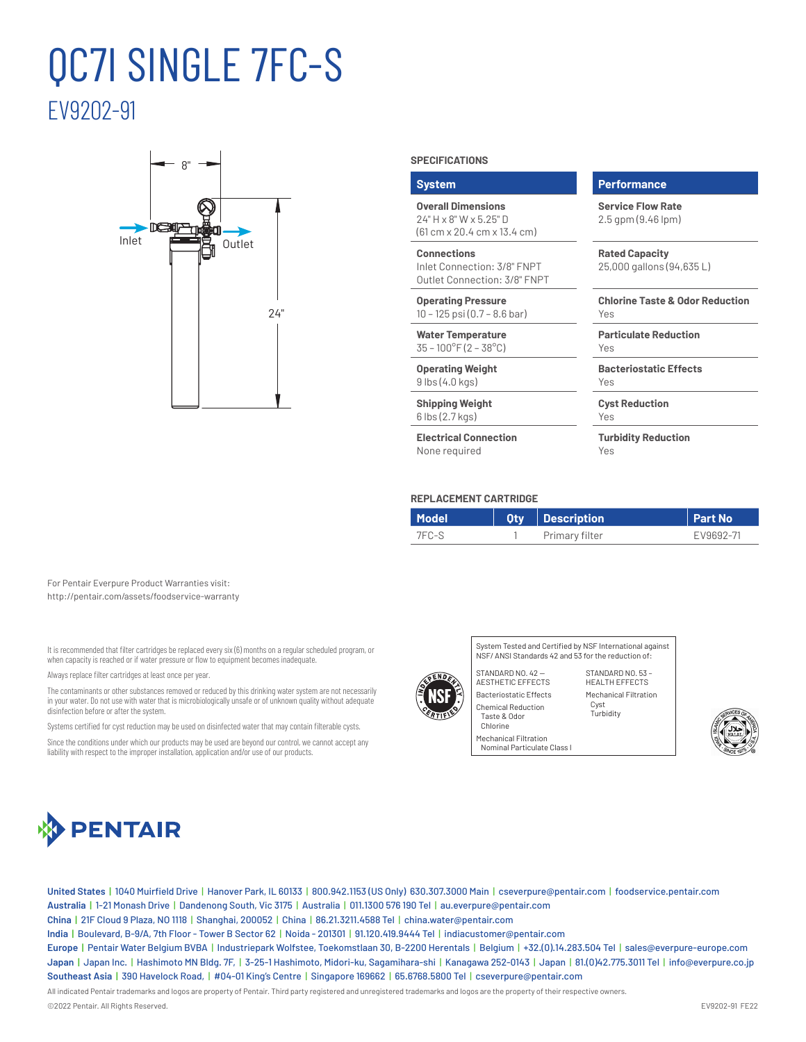# QC7I SINGLE 7FC-S

## EV9202-91

8"

Inlet

Outlet

24"

### SPECIFICATIONS

| System | |
|---|---|
| **Overall Dimensions** | 24" H x 8" W x 5.25" D (61 cm x 20.4 cm x 13.4 cm) |
| **Connections** | Inlet Connection: 3/8" FNPT<br>Outlet Connection: 3/8" FNPT |
| **Operating Pressure** | 10 – 125 psi (0.7 – 8.6 bar) |
| **Water Temperature** | 35 – 100°F (2 – 38°C) |
| **Operating Weight** | 9 lbs (4.0 kgs) |
| **Shipping Weight** | 6 lbs (2.7 kgs) |
| **Electrical Connection** | None required |

| Performance | |
|---|---|
| **Service Flow Rate** | 2.5 gpm (9.46 lpm) |
| **Rated Capacity** | 25,000 gallons (94,635 L) |
| **Chlorine Taste & Odor Reduction** | Yes |
| **Particulate Reduction** | Yes |
| **Bacteriostatic Effects** | Yes |
| **Cyst Reduction** | Yes |
| **Turbidity Reduction** | Yes |

### REPLACEMENT CARTRIDGE

| Model | Qty | Description | Part No |
|---|---|---|---|
| 7FC-S | 1 | Primary filter | EV9692-71 |

For Pentair Everpure Product Warranties visit:
http://pentair.com/assets/foodservice-warranty

It is recommended that filter cartridges be replaced every six (6) months on a regular scheduled program, or when capacity is reached or if water pressure or flow to equipment becomes inadequate.

Always replace filter cartridges at least once per year.

The contaminants or other substances removed or reduced by this drinking water system are not necessarily in your water. Do not use with water that is microbiologically unsafe or of unknown quality without adequate disinfection before or after the system.

Systems certified for cyst reduction may be used on disinfected water that may contain filterable cysts.

Since the conditions under which our products may be used are beyond our control, we cannot accept any liability with respect to the improper installation, application and/or use of our products.

System Tested and Certified by NSF International against NSF/ ANSI Standards 42 and 53 for the reduction of:

| STANDARD NO. 42 – AESTHETIC EFFECTS | STANDARD NO. 53 – HEALTH EFFECTS |
|---|---|
| Bacteriostatic Effects | Mechanical Filtration |
| Chemical Reduction<br>Taste & Odor<br>Chlorine | Cyst<br>Turbidity |
| Mechanical Filtration<br>Nominal Particulate Class I | |

**PENTAIR**

**United States** | 1040 Muirfield Drive | Hanover Park, IL 60133 | 800.942.1153 (US Only) 630.307.3000 Main | cseverpure@pentair.com | foodservice.pentair.com
**Australia** | 1-21 Monash Drive | Dandenong South, Vic 3175 | Australia | 011.1300 576 190 Tel | au.everpure@pentair.com
**China** | 21F Cloud 9 Plaza, NO 1118 | Shanghai, 200052 | China | 86.21.3211.4588 Tel | china.water@pentair.com
**India** | Boulevard, B-9/A, 7th Floor - Tower B Sector 62 | Noida - 201301 | 91.120.419.9444 Tel | indiacustomer@pentair.com
**Europe** | Pentair Water Belgium BVBA | Industriepark Wolfstee, Toekomstlaan 30, B-2200 Herentals | Belgium | +32.(0).14.283.504 Tel | sales@everpure-europe.com
**Japan** | Japan Inc. | Hashimoto MN Bldg. 7F, | 3-25-1 Hashimoto, Midori-ku, Sagamihara-shi | Kanagawa 252-0143 | Japan | 81.(0)42.775.3011 Tel | info@everpure.co.jp
**Southeast Asia** | 390 Havelock Road, | #04-01 King's Centre | Singapore 169662 | 65.6768.5800 Tel | cseverpure@pentair.com

All indicated Pentair trademarks and logos are property of Pentair. Third party registered and unregistered trademarks and logos are the property of their respective owners.

©2022 Pentair. All Rights Reserved.

EV9202-91 FE22